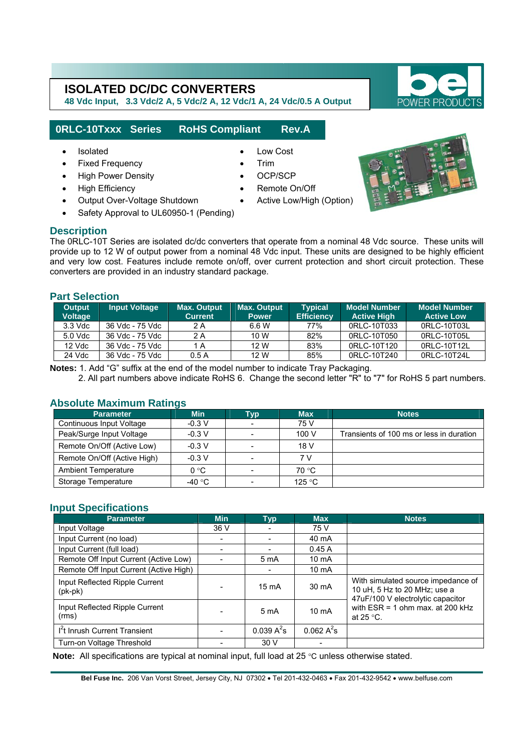# ISOLATED DC/DC CONVERTERS

**48 Vdc Input, 3.3 Vdc/2 A, 5 Vdc/2 A, 12 Vdc/1 A, 24 Vdc/0.5 A Output**

## 0RLC-10Txxx Series RoHS Compliant Rev.A

- Isolated
- Fixed Frequency
- High Power Density
- High Efficiency
- Output Over-Voltage Shutdown
- Safety Approval to UL60950-1 (Pending)
- Low Cost
- Trim
- OCP/SCP
- Remote On/Off
- Active Low/High (Option)

## Description

The 0RLC-10T Series are isolated dc/dc converters that operate from a nominal 48 Vdc source. These units will provide up to 12 W of output power from a nominal 48 Vdc input. These units are designed to be highly efficient and very low cost. Features include remote on/off, over current protection and short circuit protection. These converters are provided in an industry standard package.

## Part Selection

| Output Voltage | Input Voltage | Max. Output Current | Max. Output Power | Typical Efficiency | Model Number Active High | Model Number Active Low |
|---|---|---|---|---|---|---|
| 3.3 Vdc | 36 Vdc - 75 Vdc | 2 A | 6.6 W | 77% | 0RLC-10T033 | 0RLC-10T03L |
| 5.0 Vdc | 36 Vdc - 75 Vdc | 2 A | 10 W | 82% | 0RLC-10T050 | 0RLC-10T05L |
| 12 Vdc | 36 Vdc - 75 Vdc | 1 A | 12 W | 83% | 0RLC-10T120 | 0RLC-10T12L |
| 24 Vdc | 36 Vdc - 75 Vdc | 0.5 A | 12 W | 85% | 0RLC-10T240 | 0RLC-10T24L |

**Notes:** 1. Add "G" suffix at the end of the model number to indicate Tray Packaging.
2. All part numbers above indicate RoHS 6. Change the second letter "R" to "7" for RoHS 5 part numbers.

## Absolute Maximum Ratings

| Parameter | Min | Typ | Max | Notes |
|---|---|---|---|---|
| Continuous Input Voltage | -0.3 V | - | 75 V | |
| Peak/Surge Input Voltage | -0.3 V | - | 100 V | Transients of 100 ms or less in duration |
| Remote On/Off (Active Low) | -0.3 V | - | 18 V | |
| Remote On/Off (Active High) | -0.3 V | - | 7 V | |
| Ambient Temperature | 0 °C | - | 70 °C | |
| Storage Temperature | -40 °C | - | 125 °C | |

## Input Specifications

| Parameter | Min | Typ | Max | Notes |
|---|---|---|---|---|
| Input Voltage | 36 V | - | 75 V | |
| Input Current (no load) | - | - | 40 mA | |
| Input Current (full load) | - | - | 0.45 A | |
| Remote Off Input Current (Active Low) | - | 5 mA | 10 mA | |
| Remote Off Input Current (Active High) | | - | 10 mA | |
| Input Reflected Ripple Current (pk-pk) | - | 15 mA | 30 mA | With simulated source impedance of 10 uH, 5 Hz to 20 MHz; use a 47uF/100 V electrolytic capacitor with ESR = 1 ohm max. at 200 kHz at 25 °C. |
| Input Reflected Ripple Current (rms) | - | 5 mA | 10 mA | |
| $I^2t$ Inrush Current Transient | - | 0.039 $A^2s$ | 0.062 $A^2s$ | |
| Turn-on Voltage Threshold | - | 30 V | - | |

**Note:** All specifications are typical at nominal input, full load at 25 °C unless otherwise stated.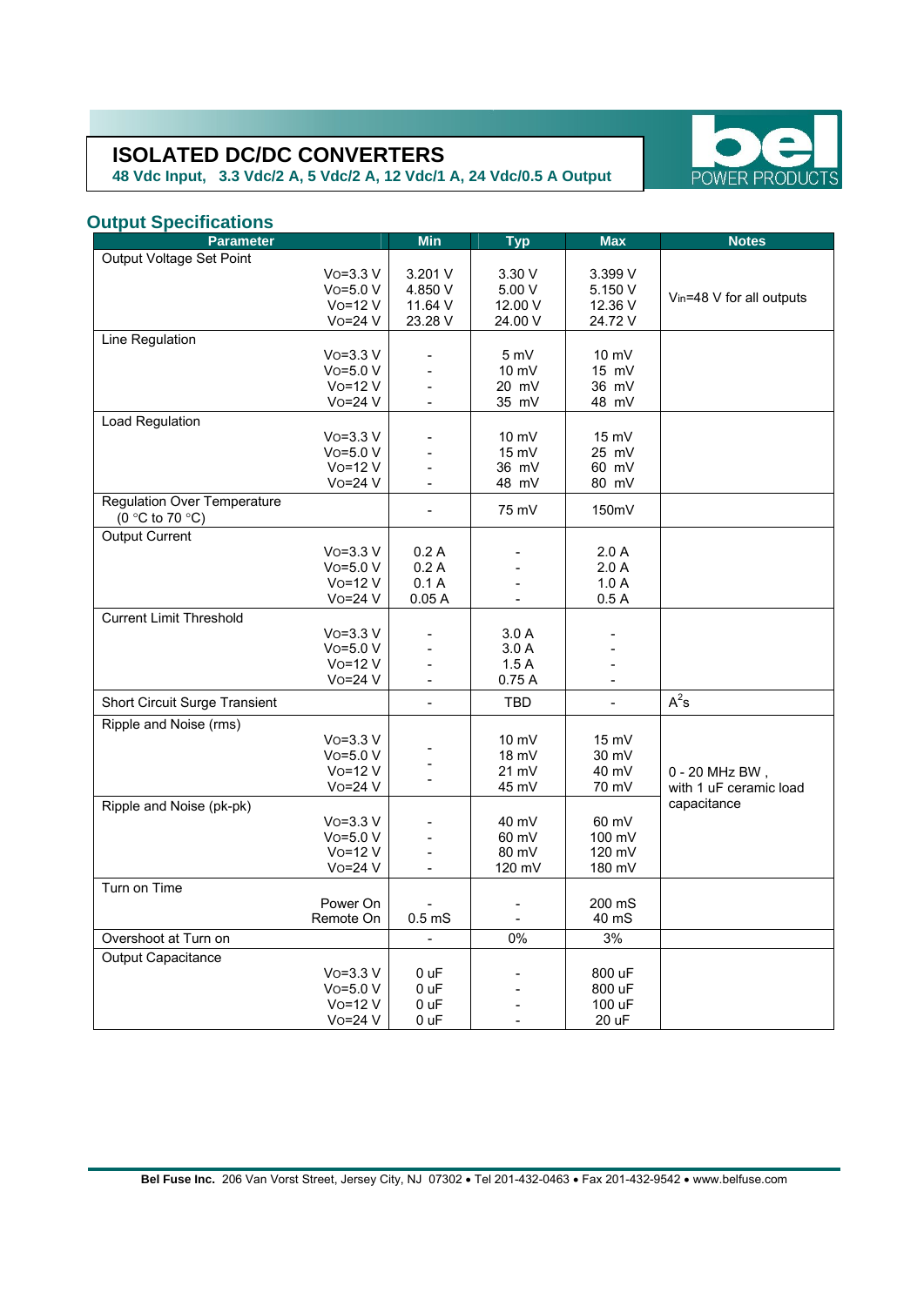# ISOLATED DC/DC CONVERTERS

**48 Vdc Input, 3.3 Vdc/2 A, 5 Vdc/2 A, 12 Vdc/1 A, 24 Vdc/0.5 A Output**

## Output Specifications

| Parameter | | Min | Typ | Max | Notes |
|---|---|---|---|---|---|
| Output Voltage Set Point | Vo=3.3 V | 3.201 V | 3.30 V | 3.399 V | $V_{in}$=48 V for all outputs |
| | Vo=5.0 V | 4.850 V | 5.00 V | 5.150 V | |
| | Vo=12 V | 11.64 V | 12.00 V | 12.36 V | |
| | Vo=24 V | 23.28 V | 24.00 V | 24.72 V | |
| Line Regulation | Vo=3.3 V | - | 5 mV | 10 mV | |
| | Vo=5.0 V | - | 10 mV | 15 mV | |
| | Vo=12 V | - | 20 mV | 36 mV | |
| | Vo=24 V | - | 35 mV | 48 mV | |
| Load Regulation | Vo=3.3 V | - | 10 mV | 15 mV | |
| | Vo=5.0 V | - | 15 mV | 25 mV | |
| | Vo=12 V | - | 36 mV | 60 mV | |
| | Vo=24 V | - | 48 mV | 80 mV | |
| Regulation Over Temperature (0 °C to 70 °C) | | - | 75 mV | 150mV | |
| Output Current | Vo=3.3 V | 0.2 A | - | 2.0 A | |
| | Vo=5.0 V | 0.2 A | - | 2.0 A | |
| | Vo=12 V | 0.1 A | - | 1.0 A | |
| | Vo=24 V | 0.05 A | - | 0.5 A | |
| Current Limit Threshold | Vo=3.3 V | - | 3.0 A | - | |
| | Vo=5.0 V | - | 3.0 A | - | |
| | Vo=12 V | - | 1.5 A | - | |
| | Vo=24 V | - | 0.75 A | - | |
| Short Circuit Surge Transient | | - | TBD | - | $A^2s$ |
| Ripple and Noise (rms) | Vo=3.3 V | - | 10 mV | 15 mV | 0 - 20 MHz BW, with 1 uF ceramic load capacitance |
| | Vo=5.0 V | - | 18 mV | 30 mV | |
| | Vo=12 V | - | 21 mV | 40 mV | |
| | Vo=24 V | - | 45 mV | 70 mV | |
| Ripple and Noise (pk-pk) | Vo=3.3 V | - | 40 mV | 60 mV | |
| | Vo=5.0 V | - | 60 mV | 100 mV | |
| | Vo=12 V | - | 80 mV | 120 mV | |
| | Vo=24 V | - | 120 mV | 180 mV | |
| Turn on Time | Power On | - | - | 200 mS | |
| | Remote On | 0.5 mS | - | 40 mS | |
| Overshoot at Turn on | | - | 0% | 3% | |
| Output Capacitance | Vo=3.3 V | 0 uF | - | 800 uF | |
| | Vo=5.0 V | 0 uF | - | 800 uF | |
| | Vo=12 V | 0 uF | - | 100 uF | |
| | Vo=24 V | 0 uF | - | 20 uF | |

**Bel Fuse Inc.** 206 Van Vorst Street, Jersey City, NJ 07302 • Tel 201-432-0463 • Fax 201-432-9542 • www.belfuse.com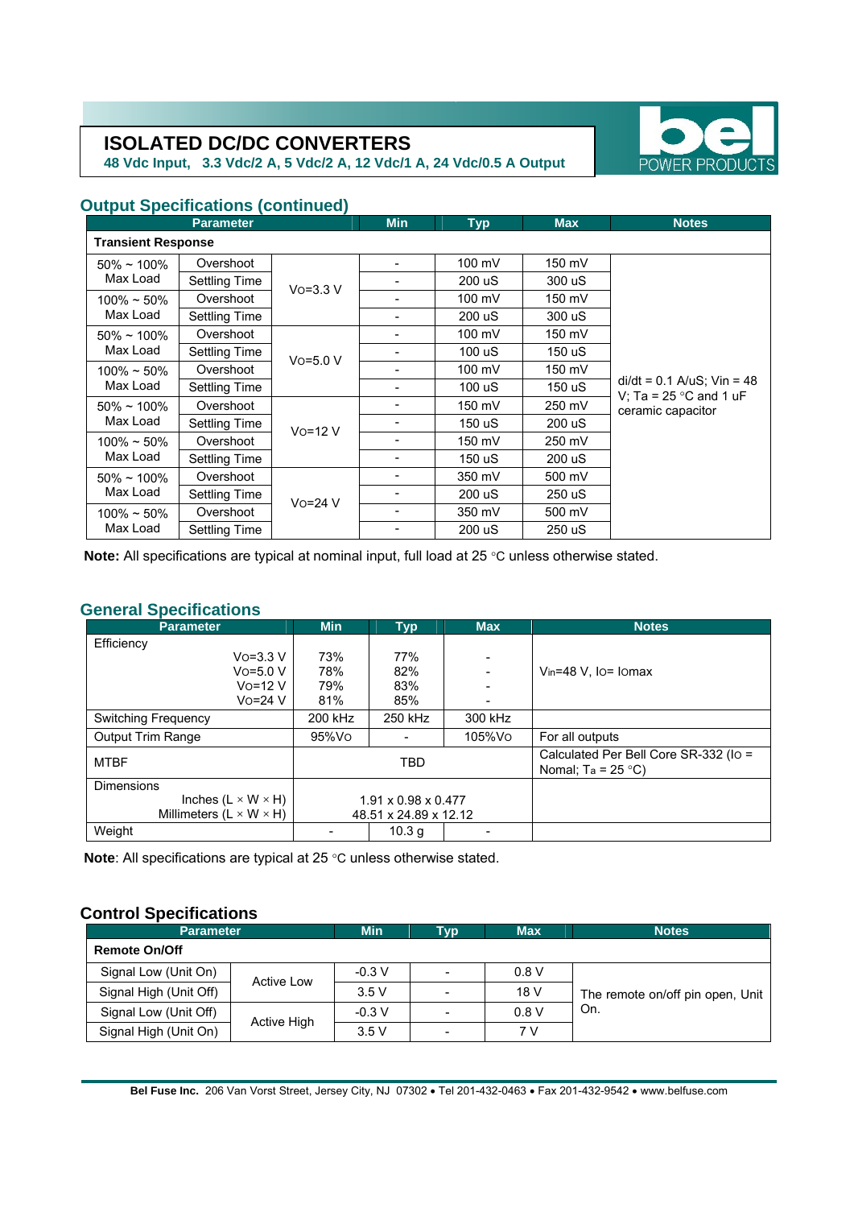# ISOLATED DC/DC CONVERTERS

**48 Vdc Input, 3.3 Vdc/2 A, 5 Vdc/2 A, 12 Vdc/1 A, 24 Vdc/0.5 A Output**

## Output Specifications (continued)

| Parameter | | | Min | Typ | Max | Notes |
|---|---|---|---|---|---|---|
| **Transient Response** | | | | | | |
| 50% ~ 100% Max Load | Overshoot | Vo=3.3 V | - | 100 mV | 150 mV | di/dt = 0.1 A/uS; Vin = 48 V; Ta = 25 °C and 1 uF ceramic capacitor |
| | Settling Time | | - | 200 uS | 300 uS | |
| 100% ~ 50% Max Load | Overshoot | | - | 100 mV | 150 mV | |
| | Settling Time | | - | 200 uS | 300 uS | |
| 50% ~ 100% Max Load | Overshoot | Vo=5.0 V | - | 100 mV | 150 mV | |
| | Settling Time | | - | 100 uS | 150 uS | |
| 100% ~ 50% Max Load | Overshoot | | - | 100 mV | 150 mV | |
| | Settling Time | | - | 100 uS | 150 uS | |
| 50% ~ 100% Max Load | Overshoot | Vo=12 V | - | 150 mV | 250 mV | |
| | Settling Time | | - | 150 uS | 200 uS | |
| 100% ~ 50% Max Load | Overshoot | | - | 150 mV | 250 mV | |
| | Settling Time | | - | 150 uS | 200 uS | |
| 50% ~ 100% Max Load | Overshoot | Vo=24 V | - | 350 mV | 500 mV | |
| | Settling Time | | - | 200 uS | 250 uS | |
| 100% ~ 50% Max Load | Overshoot | | - | 350 mV | 500 mV | |
| | Settling Time | | - | 200 uS | 250 uS | |

**Note:** All specifications are typical at nominal input, full load at 25 °C unless otherwise stated.

## General Specifications

| Parameter | Min | Typ | Max | Notes |
|---|---|---|---|---|
| Efficiency | | | | |
| Vo=3.3 V | 73% | 77% | - | Vin=48 V, Io= Iomax |
| Vo=5.0 V | 78% | 82% | - | |
| Vo=12 V | 79% | 83% | - | |
| Vo=24 V | 81% | 85% | - | |
| Switching Frequency | 200 kHz | 250 kHz | 300 kHz | |
| Output Trim Range | 95%Vo | - | 105%Vo | For all outputs |
| MTBF | | TBD | | Calculated Per Bell Core SR-332 (Io = Nomal; Ta = 25 °C) |
| Dimensions | | | | |
| Inches (L × W × H) | | 1.91 x 0.98 x 0.477 | | |
| Millimeters (L × W × H) | | 48.51 x 24.89 x 12.12 | | |
| Weight | - | 10.3 g | - | |

**Note**: All specifications are typical at 25 °C unless otherwise stated.

## Control Specifications

| Parameter | | Min | Typ | Max | Notes |
|---|---|---|---|---|---|
| **Remote On/Off** | | | | | |
| Signal Low (Unit On) | Active Low | -0.3 V | - | 0.8 V | The remote on/off pin open, Unit On. |
| Signal High (Unit Off) | | 3.5 V | - | 18 V | |
| Signal Low (Unit Off) | Active High | -0.3 V | - | 0.8 V | |
| Signal High (Unit On) | | 3.5 V | - | 7 V | |

**Bel Fuse Inc.** 206 Van Vorst Street, Jersey City, NJ 07302 • Tel 201-432-0463 • Fax 201-432-9542 • www.belfuse.com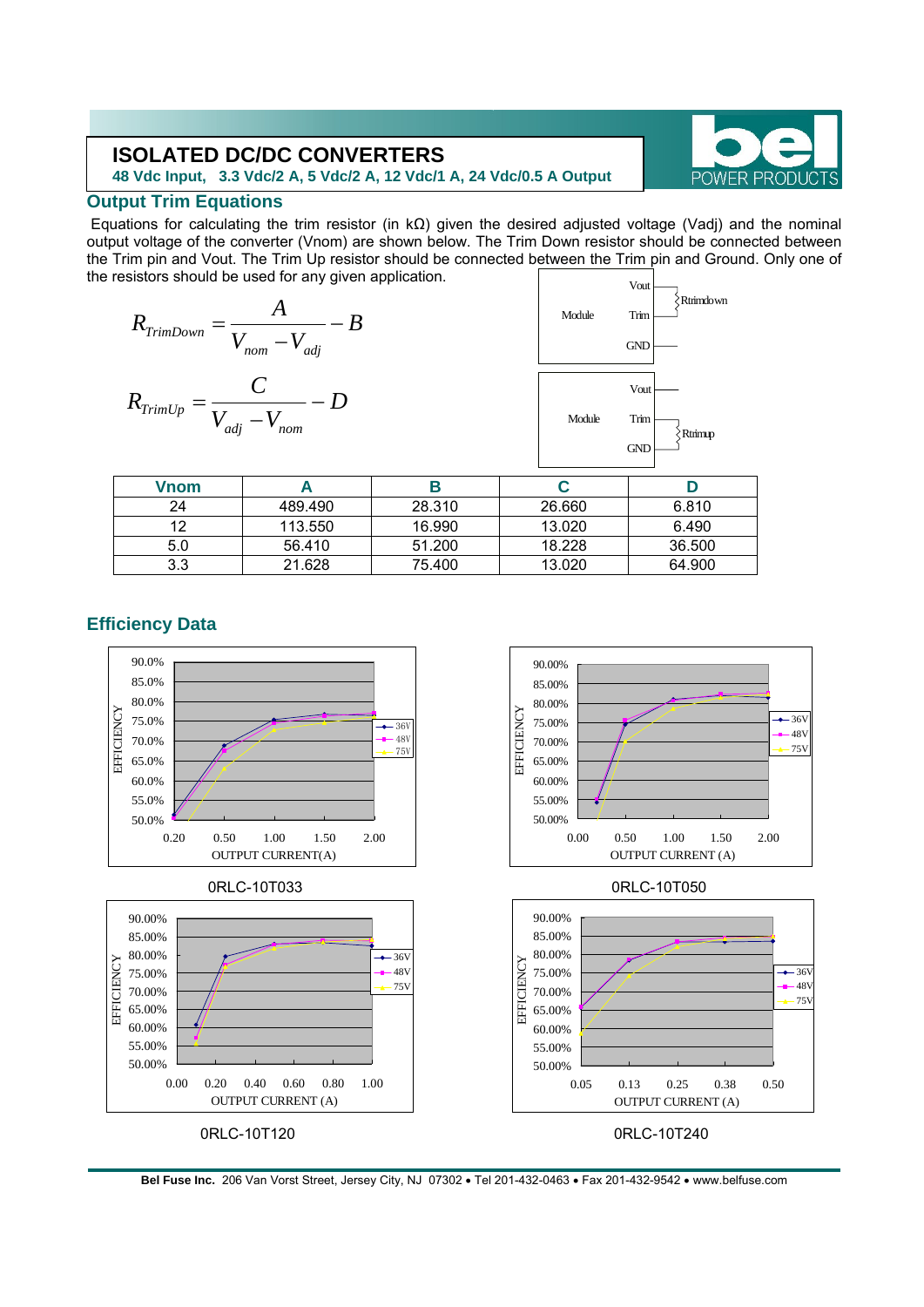# ISOLATED DC/DC CONVERTERS

**48 Vdc Input, 3.3 Vdc/2 A, 5 Vdc/2 A, 12 Vdc/1 A, 24 Vdc/0.5 A Output**

## Output Trim Equations

Equations for calculating the trim resistor (in kΩ) given the desired adjusted voltage (Vadj) and the nominal output voltage of the converter (Vnom) are shown below. The Trim Down resistor should be connected between the Trim pin and Vout. The Trim Up resistor should be connected between the Trim pin and Ground. Only one of the resistors should be used for any given application.

$$R_{TrimDown} = \frac{A}{V_{nom} - V_{adj}} - B$$

$$R_{TrimUp} = \frac{C}{V_{adj} - V_{nom}} - D$$

Module: Vout, Trim, GND — Rtrimdown (between Vout and Trim)

Module: Vout, Trim, GND — Rtrimup (between Trim and GND)

| Vnom | A | B | C | D |
|---|---|---|---|---|
| 24 | 489.490 | 28.310 | 26.660 | 6.810 |
| 12 | 113.550 | 16.990 | 13.020 | 6.490 |
| 5.0 | 56.410 | 51.200 | 18.228 | 36.500 |
| 3.3 | 21.628 | 75.400 | 13.020 | 64.900 |

## Efficiency Data

EFFICIENCY vs OUTPUT CURRENT(A) — 36V, 48V, 75V

0RLC-10T033

EFFICIENCY vs OUTPUT CURRENT (A) — 36V, 48V, 75V

0RLC-10T050

EFFICIENCY vs OUTPUT CURRENT (A) — 36V, 48V, 75V

0RLC-10T120

EFFICIENCY vs OUTPUT CURRENT (A) — 36V, 48V, 75V

0RLC-10T240

**Bel Fuse Inc.** 206 Van Vorst Street, Jersey City, NJ 07302 • Tel 201-432-0463 • Fax 201-432-9542 • www.belfuse.com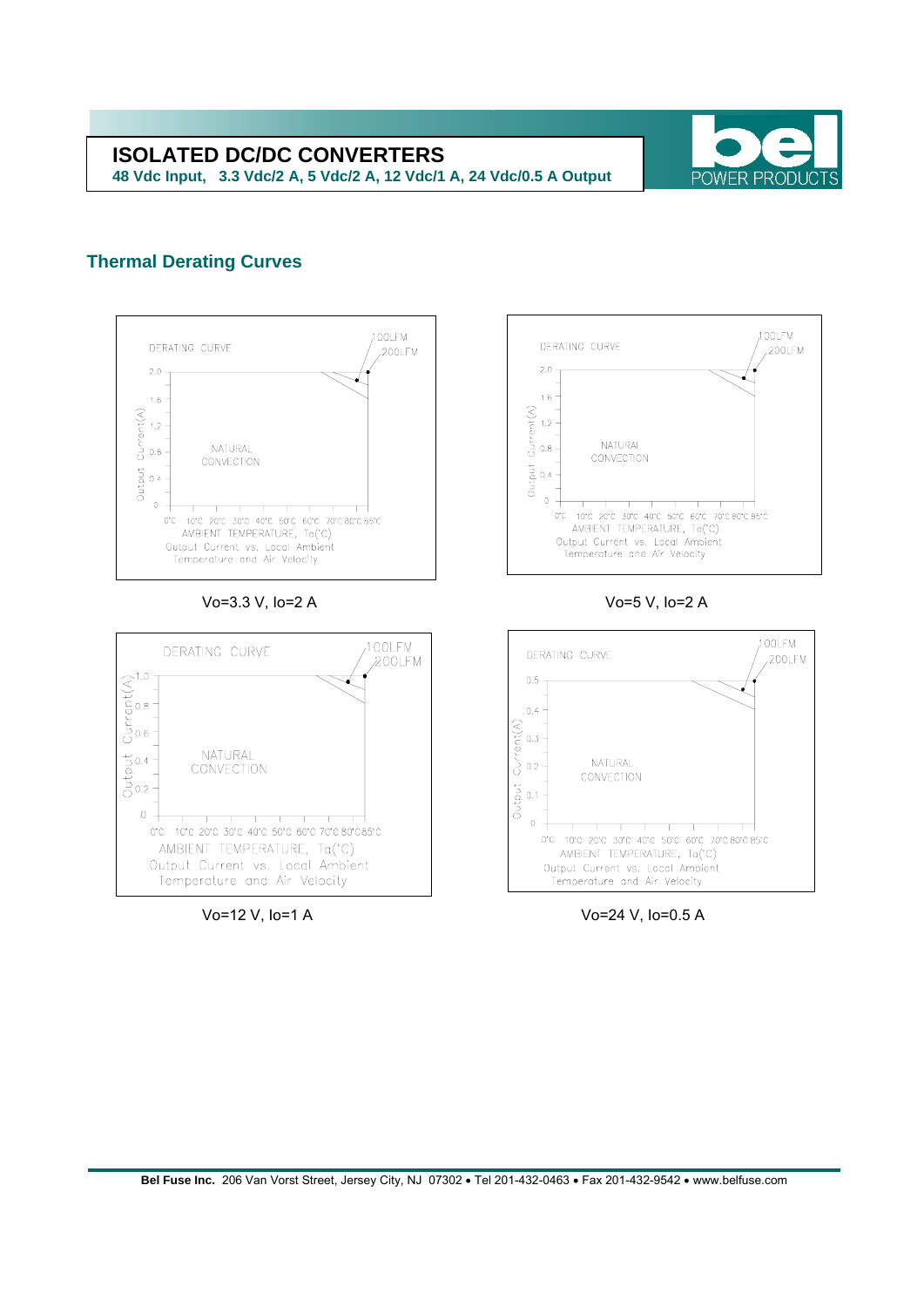## Thermal Derating Curves

DERATING CURVE

100LFM
200LFM

Output Current(A): 0, 0.4, 0.8, 1.2, 1.6, 2.0

NATURAL CONVECTION

0°C 10°C 20°C 30°C 40°C 50°C 60°C 70°C 80°C 85°C
AMBIENT TEMPERATURE, Ta(°C)
Output Current vs. Local Ambient Temperature and Air Velocity

Vo=3.3 V, Io=2 A

DERATING CURVE

100LFM
200LFM

Output Current(A): 0, 0.4, 0.8, 1.2, 1.6, 2.0

NATURAL CONVECTION

0°C 10°C 20°C 30°C 40°C 50°C 60°C 70°C 80°C 85°C
AMBIENT TEMPERATURE, Ta(°C)
Output Current vs. Local Ambient Temperature and Air Velocity

Vo=5 V, Io=2 A

DERATING CURVE

100LFM
200LFM

Output Current(A): 0, 0.2, 0.4, 0.6, 0.8, 1.0

NATURAL CONVECTION

0°C 10°C 20°C 30°C 40°C 50°C 60°C 70°C 80°C 85°C
AMBIENT TEMPERATURE, Ta(°C)
Output Current vs. Local Ambient Temperature and Air Velocity

Vo=12 V, Io=1 A

DERATING CURVE

100LFM
200LFM

Output Current(A): 0, 0.1, 0.2, 0.3, 0.4, 0.5

NATURAL CONVECTION

0°C 10°C 20°C 30°C 40°C 50°C 60°C 70°C 80°C 85°C
AMBIENT TEMPERATURE, Ta(°C)
Output Current vs. Local Ambient Temperature and Air Velocity

Vo=24 V, Io=0.5 A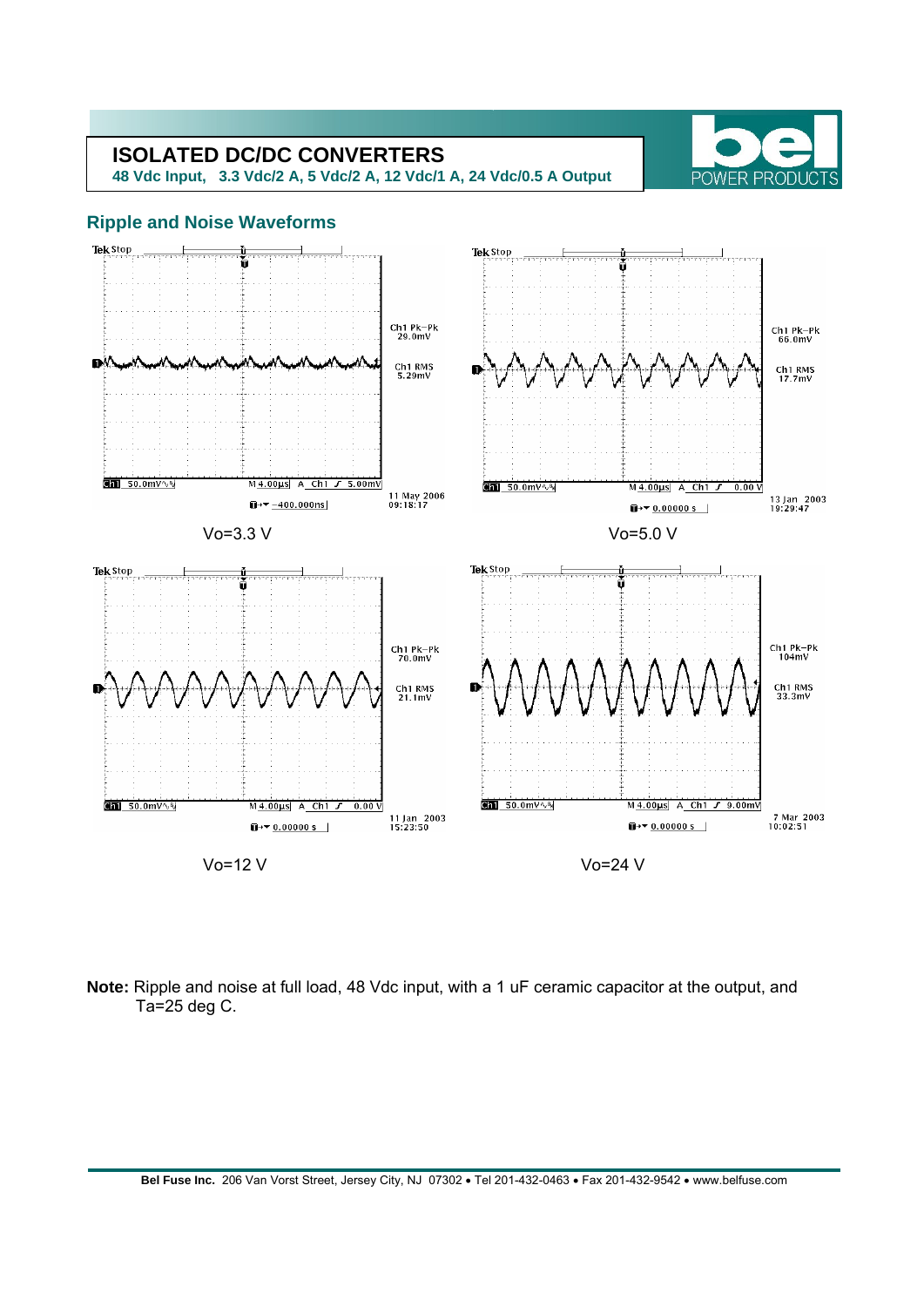## Ripple and Noise Waveforms

Vo=3.3 V

Vo=5.0 V

Vo=12 V

Vo=24 V

**Note:** Ripple and noise at full load, 48 Vdc input, with a 1 uF ceramic capacitor at the output, and Ta=25 deg C.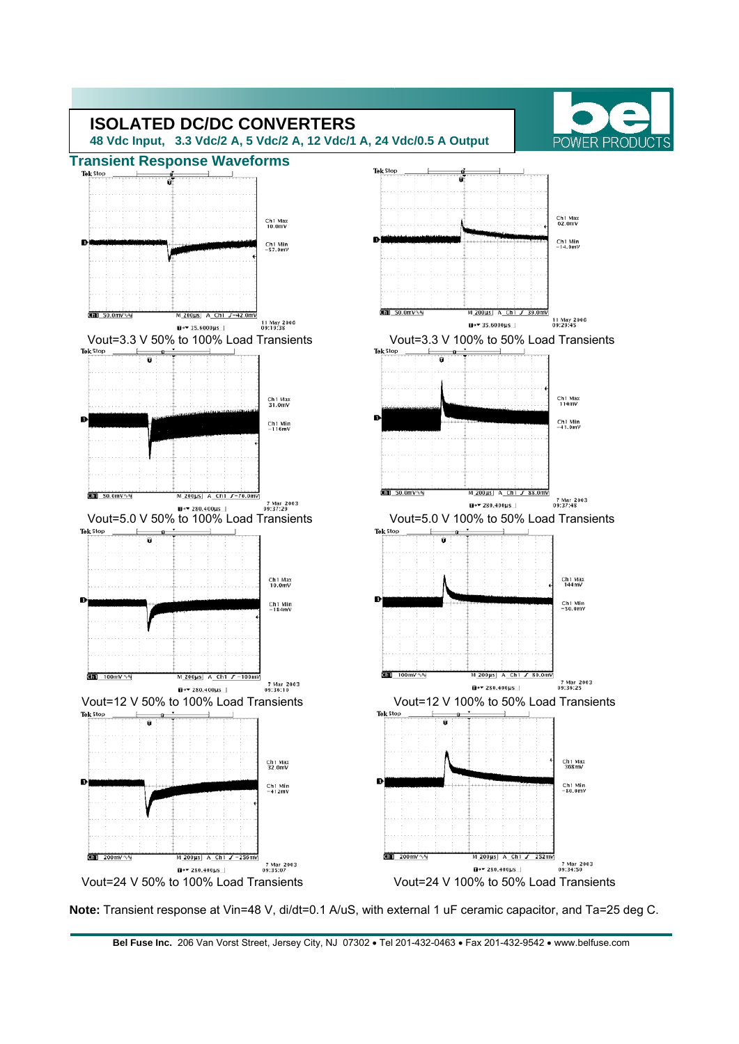# ISOLATED DC/DC CONVERTERS

**48 Vdc Input, 3.3 Vdc/2 A, 5 Vdc/2 A, 12 Vdc/1 A, 24 Vdc/0.5 A Output**

## Transient Response Waveforms

Vout=3.3 V 50% to 100% Load Transients

Vout=3.3 V 100% to 50% Load Transients

Vout=5.0 V 50% to 100% Load Transients

Vout=5.0 V 100% to 50% Load Transients

Vout=12 V 50% to 100% Load Transients

Vout=12 V 100% to 50% Load Transients

Vout=24 V 50% to 100% Load Transients

Vout=24 V 100% to 50% Load Transients

**Note:** Transient response at Vin=48 V, di/dt=0.1 A/uS, with external 1 uF ceramic capacitor, and Ta=25 deg C.

**Bel Fuse Inc.** 206 Van Vorst Street, Jersey City, NJ 07302 • Tel 201-432-0463 • Fax 201-432-9542 • www.belfuse.com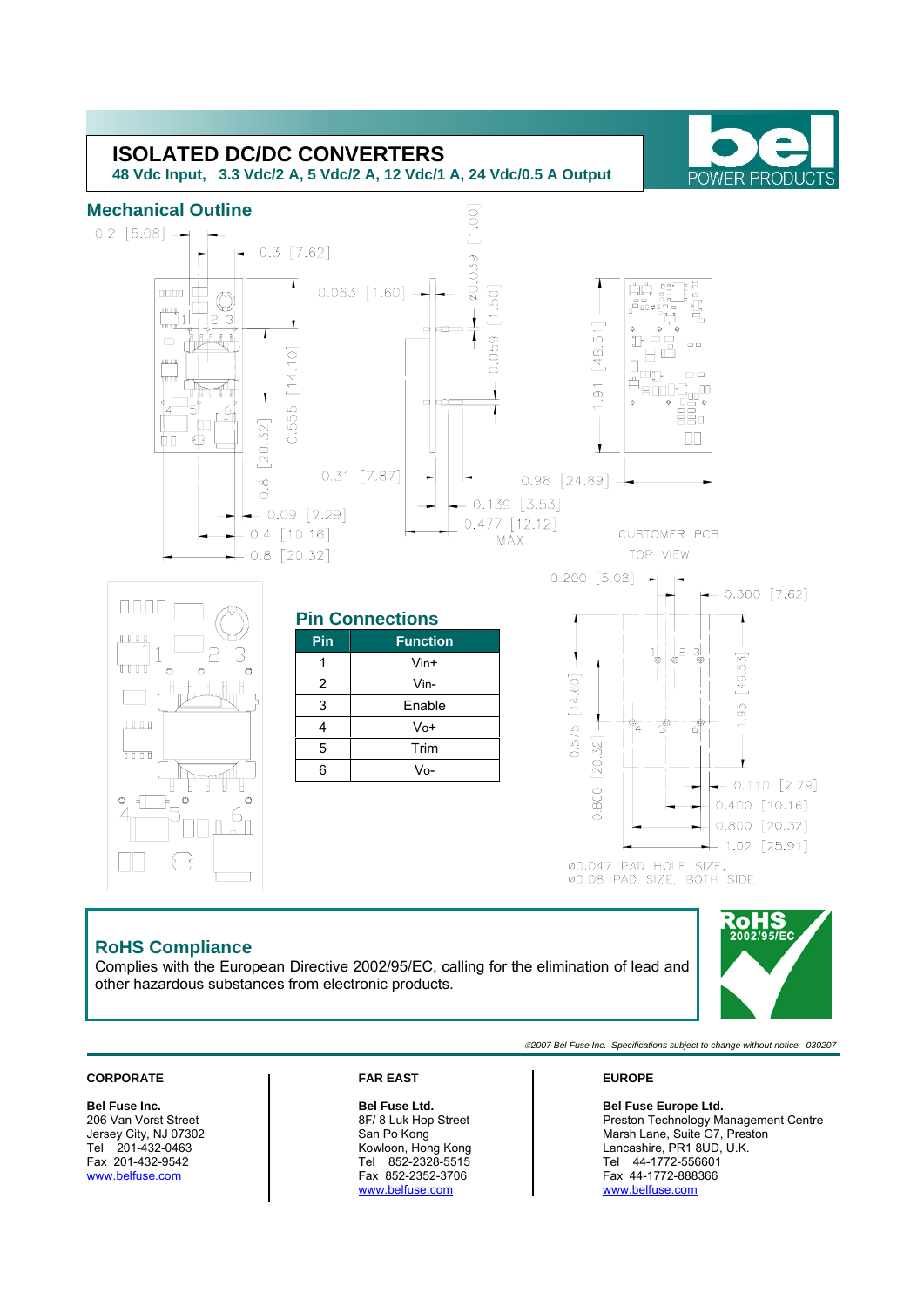## ISOLATED DC/DC CONVERTERS

**48 Vdc Input, 3.3 Vdc/2 A, 5 Vdc/2 A, 12 Vdc/1 A, 24 Vdc/0.5 A Output**

## Mechanical Outline

0.2 [5.08]
0.3 [7.62]
0.063 [1.60]
ø0.039 [1.00]
0.059 [1.50]
0.555 [14.10]
0.8 [20.32]
0.31 [7.87]
0.09 [2.29]
0.4 [10.16]
0.8 [20.32]
0.139 [3.53]
0.477 [12.12] MAX
1.91 [48.51]
0.98 [24.89]

CUSTOMER PCB
TOP VIEW

0.200 [5.08]
0.300 [7.62]
1.95 [49.53]
0.575 [14.60]
0.800 [20.32]
0.110 [2.79]
0.400 [10.16]
0.800 [20.32]
1.02 [25.91]
ø0.047 PAD HOLE SIZE,
ø0.08 PAD SIZE, BOTH SIDE

## Pin Connections

| Pin | Function |
|---|---|
| 1 | Vin+ |
| 2 | Vin- |
| 3 | Enable |
| 4 | Vo+ |
| 5 | Trim |
| 6 | Vo- |

## RoHS Compliance

Complies with the European Directive 2002/95/EC, calling for the elimination of lead and other hazardous substances from electronic products.

*©2007 Bel Fuse Inc. Specifications subject to change without notice. 030207*

**CORPORATE**

**Bel Fuse Inc.**
206 Van Vorst Street
Jersey City, NJ 07302
Tel 201-432-0463
Fax 201-432-9542
www.belfuse.com

**FAR EAST**

**Bel Fuse Ltd.**
8F/ 8 Luk Hop Street
San Po Kong
Kowloon, Hong Kong
Tel 852-2328-5515
Fax 852-2352-3706
www.belfuse.com

**EUROPE**

**Bel Fuse Europe Ltd.**
Preston Technology Management Centre
Marsh Lane, Suite G7, Preston
Lancashire, PR1 8UD, U.K.
Tel 44-1772-556601
Fax 44-1772-888366
www.belfuse.com